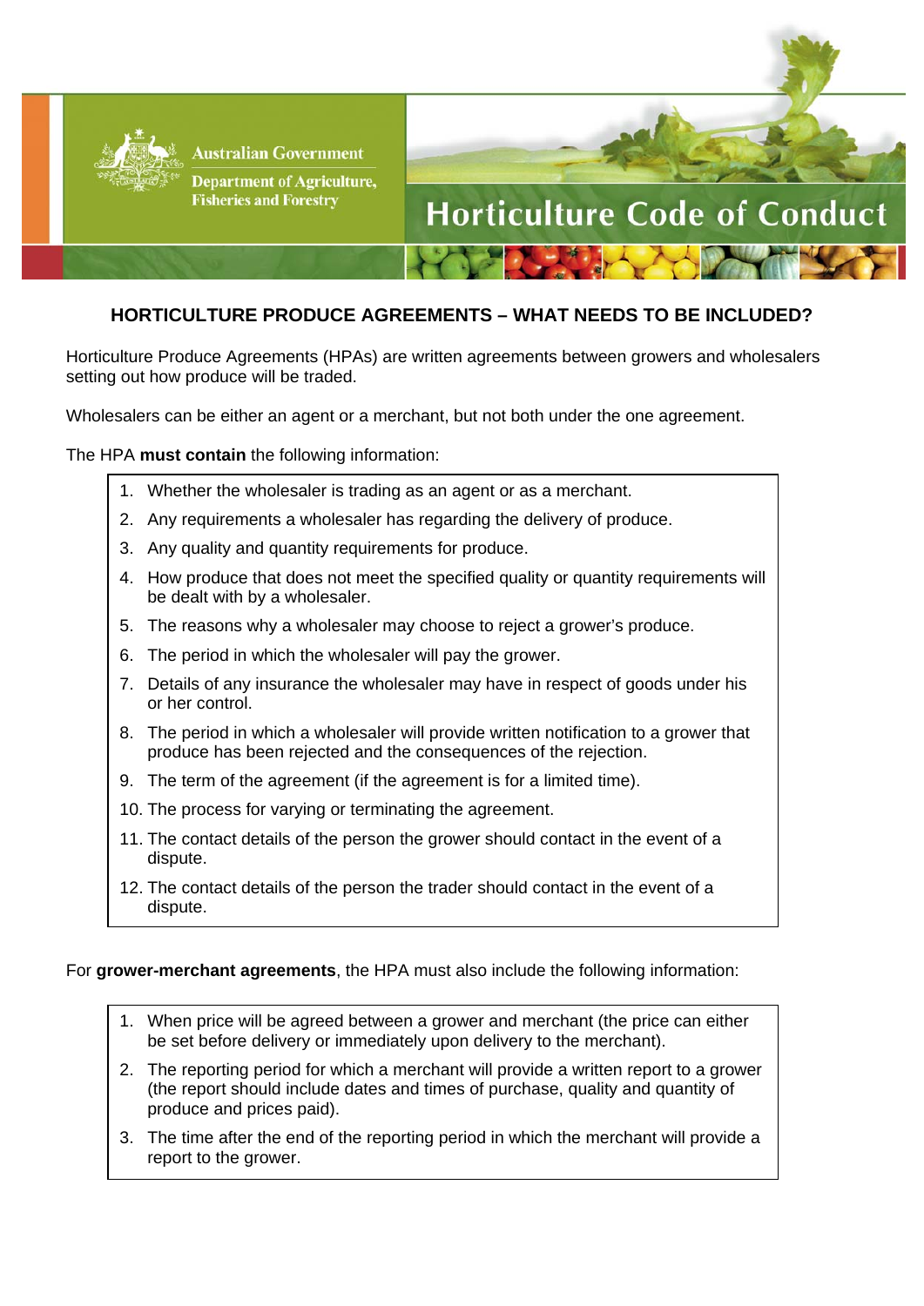Australian Government

Department of Agriculture, Fisheries and Forestry

# Horticulture Code of Conduct

## HORTICULTURE PRODUCE AGREEMENTS – WHAT NEEDS TO BE INCLUDED?

Horticulture Produce Agreements (HPAs) are written agreements between growers and wholesalers setting out how produce will be traded.

Wholesalers can be either an agent or a merchant, but not both under the one agreement.

The HPA **must contain** the following information:

1. Whether the wholesaler is trading as an agent or as a merchant.
2. Any requirements a wholesaler has regarding the delivery of produce.
3. Any quality and quantity requirements for produce.
4. How produce that does not meet the specified quality or quantity requirements will be dealt with by a wholesaler.
5. The reasons why a wholesaler may choose to reject a grower's produce.
6. The period in which the wholesaler will pay the grower.
7. Details of any insurance the wholesaler may have in respect of goods under his or her control.
8. The period in which a wholesaler will provide written notification to a grower that produce has been rejected and the consequences of the rejection.
9. The term of the agreement (if the agreement is for a limited time).
10. The process for varying or terminating the agreement.
11. The contact details of the person the grower should contact in the event of a dispute.
12. The contact details of the person the trader should contact in the event of a dispute.

For **grower-merchant agreements**, the HPA must also include the following information:

1. When price will be agreed between a grower and merchant (the price can either be set before delivery or immediately upon delivery to the merchant).
2. The reporting period for which a merchant will provide a written report to a grower (the report should include dates and times of purchase, quality and quantity of produce and prices paid).
3. The time after the end of the reporting period in which the merchant will provide a report to the grower.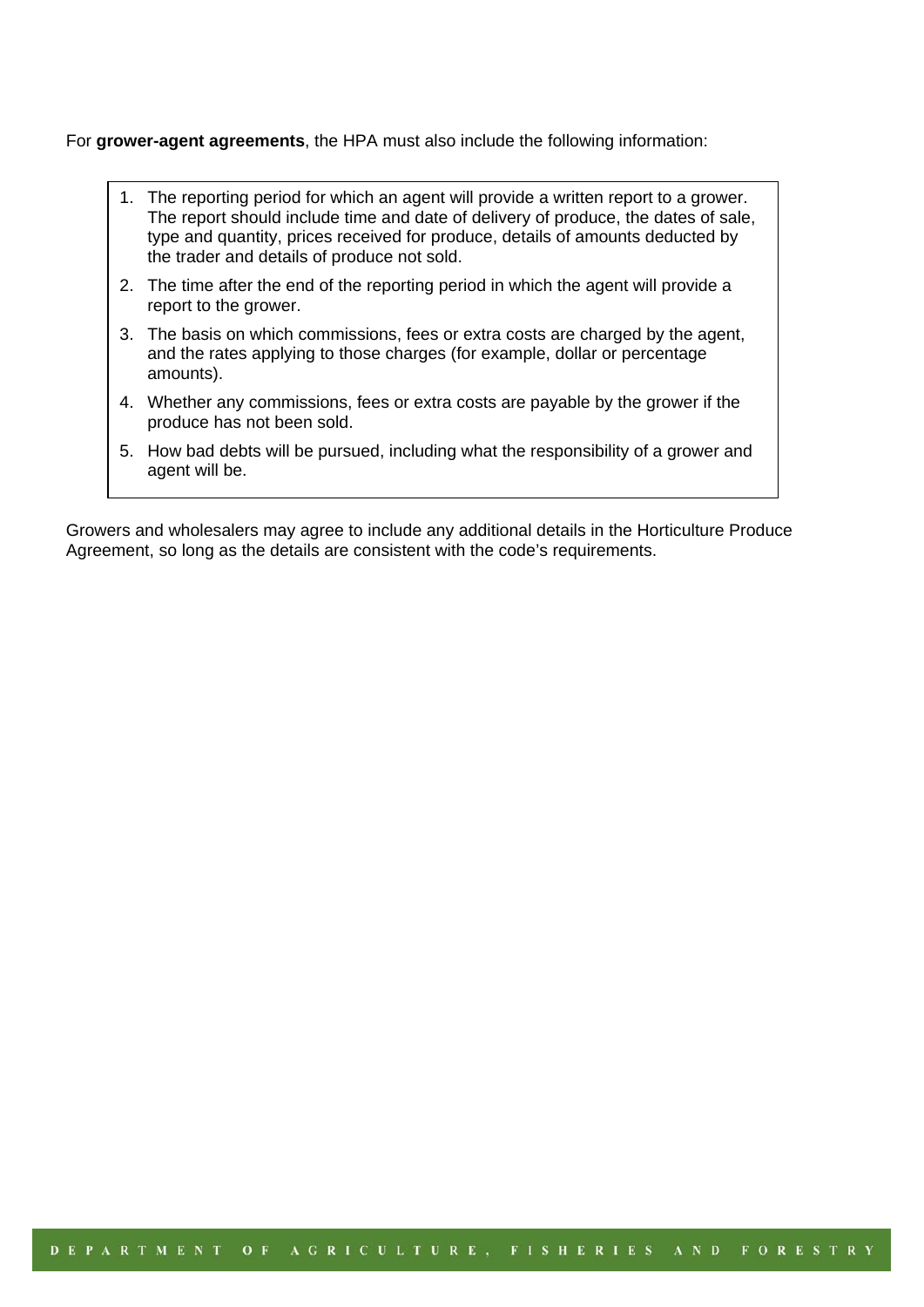For **grower-agent agreements**, the HPA must also include the following information:

1. The reporting period for which an agent will provide a written report to a grower. The report should include time and date of delivery of produce, the dates of sale, type and quantity, prices received for produce, details of amounts deducted by the trader and details of produce not sold.
2. The time after the end of the reporting period in which the agent will provide a report to the grower.
3. The basis on which commissions, fees or extra costs are charged by the agent, and the rates applying to those charges (for example, dollar or percentage amounts).
4. Whether any commissions, fees or extra costs are payable by the grower if the produce has not been sold.
5. How bad debts will be pursued, including what the responsibility of a grower and agent will be.

Growers and wholesalers may agree to include any additional details in the Horticulture Produce Agreement, so long as the details are consistent with the code's requirements.